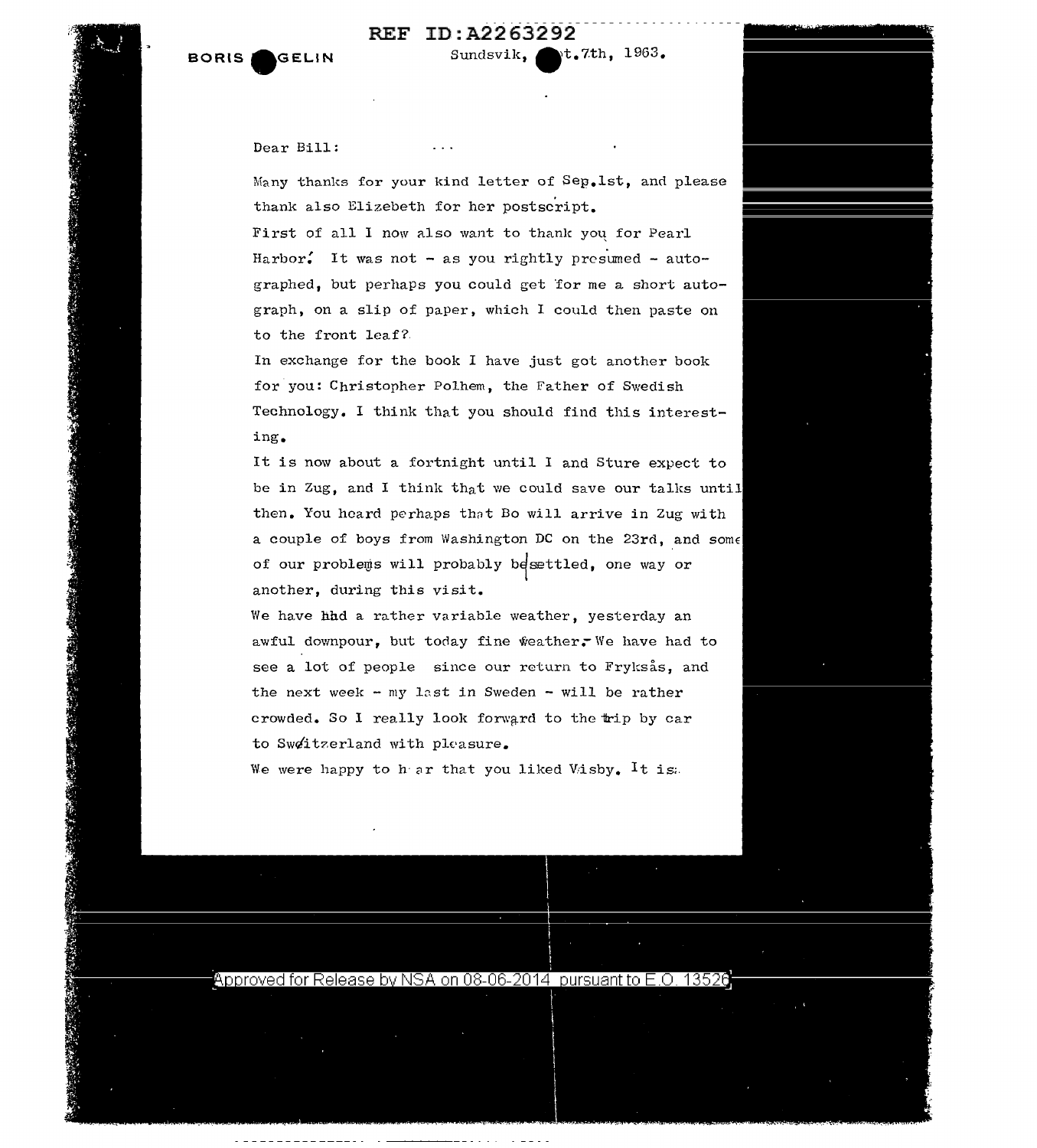REF ID:A2263292

BORIS ●GELIN

Sundsvik, ●t.7th, 1963.

Dear Bill:

Many thanks for your kind letter of Sep.1st, and please thank also Elizebeth for her postscript.

First of all I now also want to thank you for Pearl Harbor! It was not - as you rightly presumed - autographed, but perhaps you could get for me a short autograph, on a slip of paper, which I could then paste on to the front leaf?

In exchange for the book I have just got another book for you: Christopher Polhem, the Father of Swedish Technology. I think that you should find this interesting.

It is now about a fortnight until I and Sture expect to be in Zug, and I think that we could save our talks until then. You heard perhaps that Bo will arrive in Zug with a couple of boys from Washington DC on the 23rd, and some of our problems will probably be settled, one way or another, during this visit.

We have had a rather variable weather, yesterday an awful downpour, but today fine weather. We have had to see a lot of people since our return to Fryksås, and the next week - my last in Sweden - will be rather crowded. So I really look forward to the trip by car to Switzerland with pleasure.

We were happy to hear that you liked Visby. It is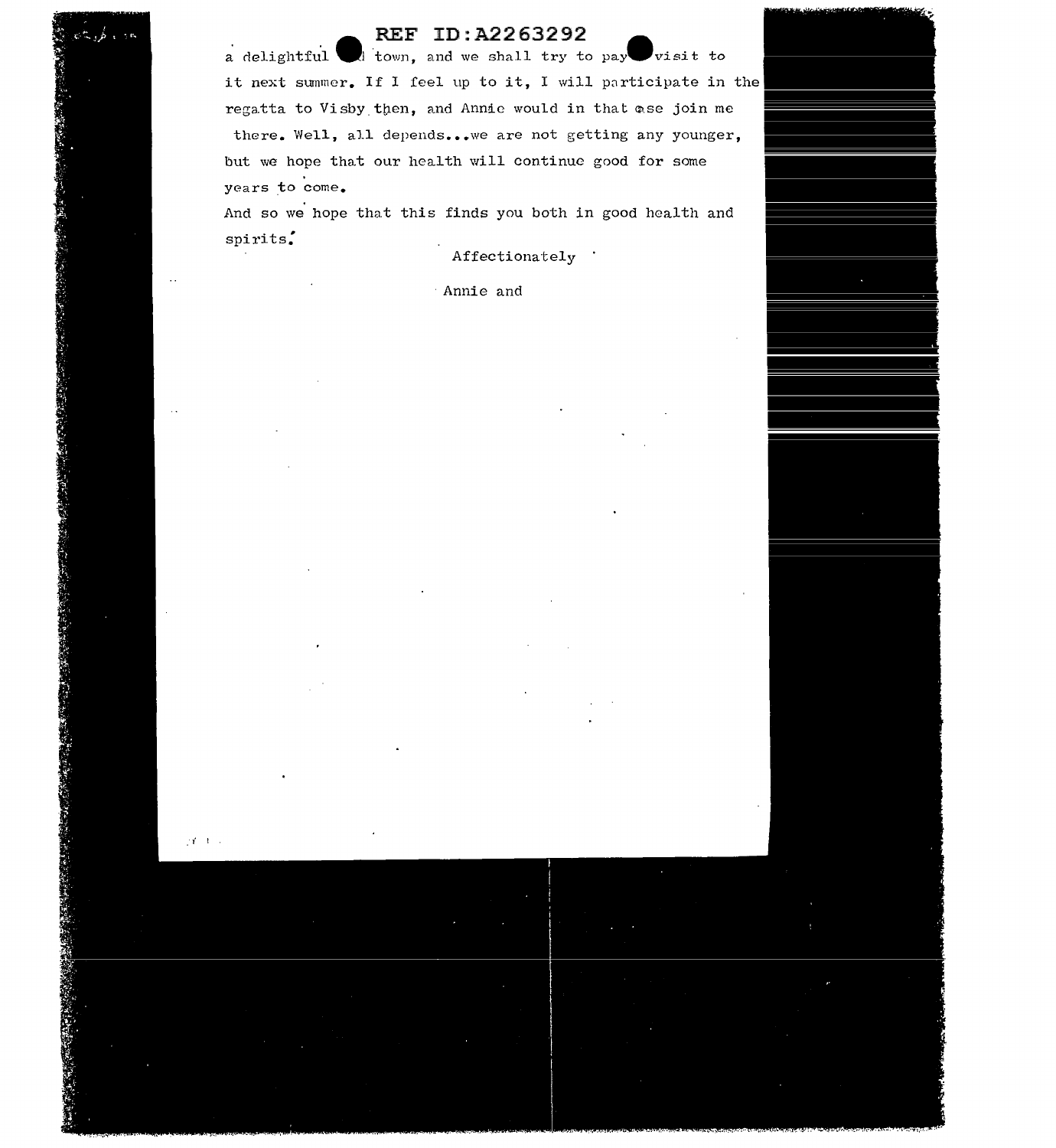a delightful ●d town, and we shall try to pay ● visit to it next summer. If I feel up to it, I will participate in the regatta to Visby then, and Annie would in that case join me there. Well, all depends...we are not getting any younger, but we hope that our health will continue good for some years to come.

And so we hope that this finds you both in good health and spirits.

Affectionately

Annie and